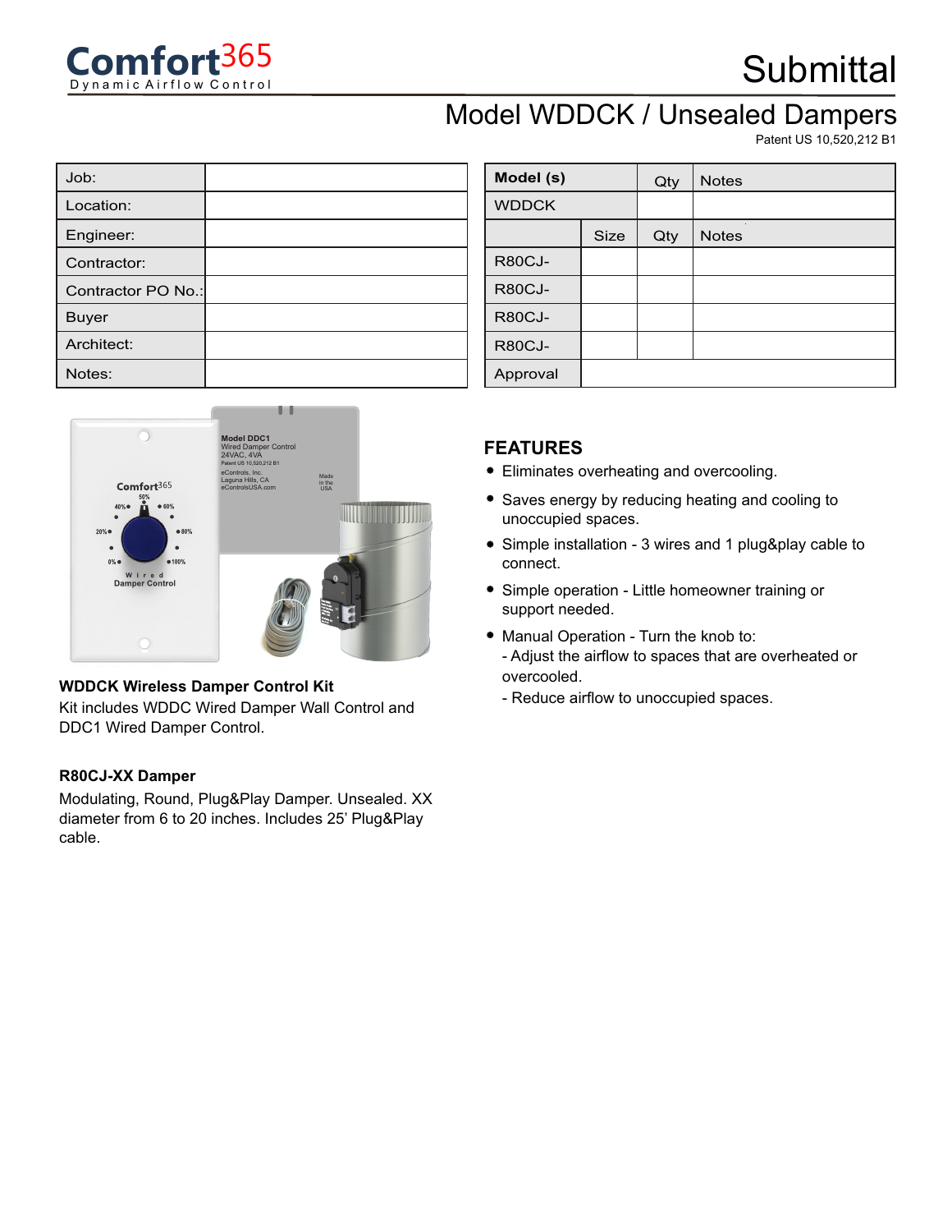Comfort365
Dynamic Airflow Control

# Submittal

## Model WDDCK / Unsealed Dampers

Patent US 10,520,212 B1

| Job: | |
|---|---|
| Location: | |
| Engineer: | |
| Contractor: | |
| Contractor PO No.: | |
| Buyer | |
| Architect: | |
| Notes: | |

| **Model (s)** | | Qty | Notes |
|---|---|---|---|
| WDDCK | | | |
| | Size | Qty | Notes |
| R80CJ- | | | |
| R80CJ- | | | |
| R80CJ- | | | |
| R80CJ- | | | |
| Approval | | | |

**WDDCK Wireless Damper Control Kit**

Kit includes WDDC Wired Damper Wall Control and DDC1 Wired Damper Control.

**R80CJ-XX Damper**

Modulating, Round, Plug&Play Damper. Unsealed. XX diameter from 6 to 20 inches. Includes 25' Plug&Play cable.

## FEATURES

- Eliminates overheating and overcooling.
- Saves energy by reducing heating and cooling to unoccupied spaces.
- Simple installation - 3 wires and 1 plug&play cable to connect.
- Simple operation - Little homeowner training or support needed.
- Manual Operation - Turn the knob to:
  - Adjust the airflow to spaces that are overheated or overcooled.
  - Reduce airflow to unoccupied spaces.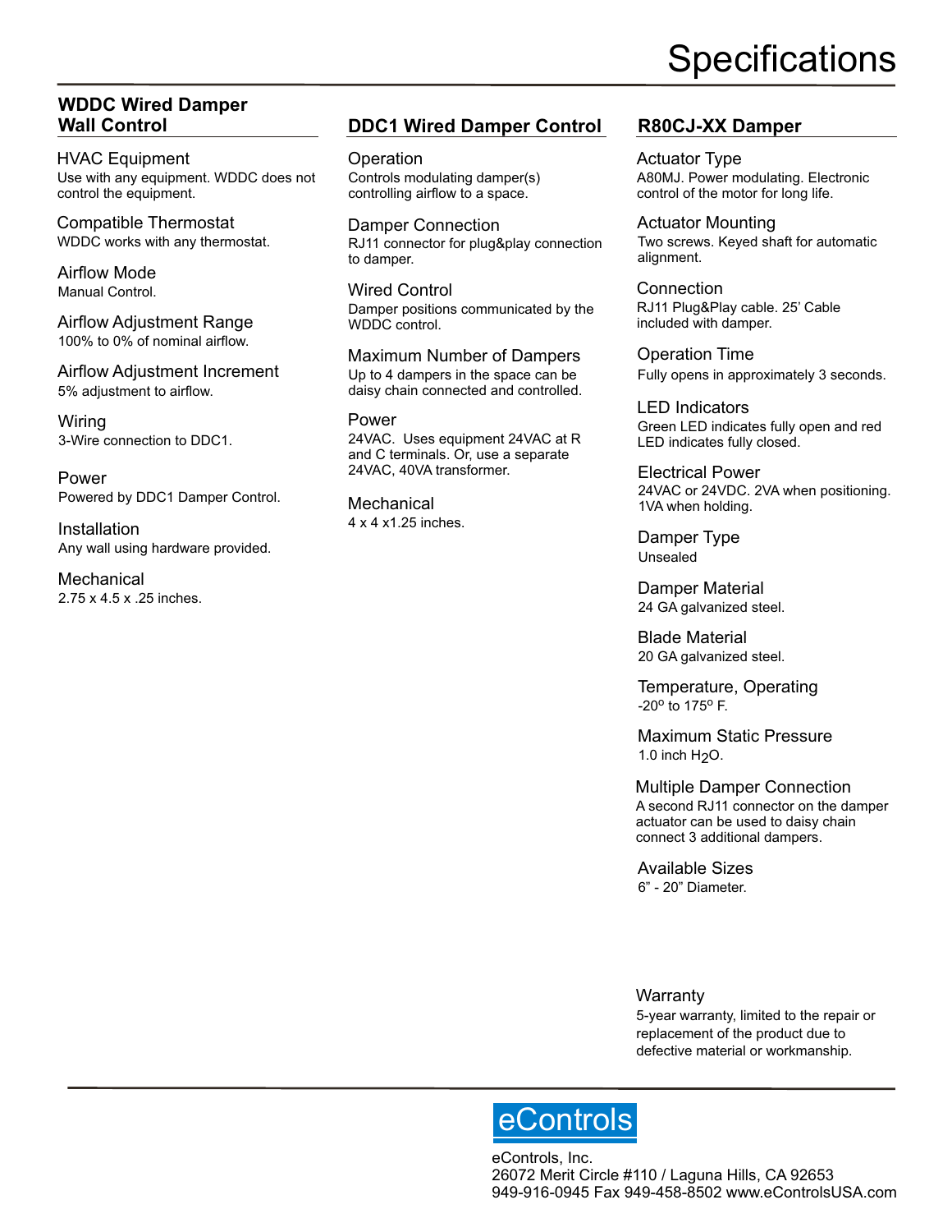# Specifications

## WDDC Wired Damper Wall Control

### HVAC Equipment
Use with any equipment. WDDC does not control the equipment.

### Compatible Thermostat
WDDC works with any thermostat.

### Airflow Mode
Manual Control.

### Airflow Adjustment Range
100% to 0% of nominal airflow.

### Airflow Adjustment Increment
5% adjustment to airflow.

### Wiring
3-Wire connection to DDC1.

### Power
Powered by DDC1 Damper Control.

### Installation
Any wall using hardware provided.

### Mechanical
2.75 x 4.5 x .25 inches.

## DDC1 Wired Damper Control

### Operation
Controls modulating damper(s) controlling airflow to a space.

### Damper Connection
RJ11 connector for plug&play connection to damper.

### Wired Control
Damper positions communicated by the WDDC control.

### Maximum Number of Dampers
Up to 4 dampers in the space can be daisy chain connected and controlled.

### Power
24VAC. Uses equipment 24VAC at R and C terminals. Or, use a separate 24VAC, 40VA transformer.

### Mechanical
4 x 4 x1.25 inches.

## R80CJ-XX Damper

### Actuator Type
A80MJ. Power modulating. Electronic control of the motor for long life.

### Actuator Mounting
Two screws. Keyed shaft for automatic alignment.

### Connection
RJ11 Plug&Play cable. 25' Cable included with damper.

### Operation Time
Fully opens in approximately 3 seconds.

### LED Indicators
Green LED indicates fully open and red LED indicates fully closed.

### Electrical Power
24VAC or 24VDC. 2VA when positioning. 1VA when holding.

### Damper Type
Unsealed

### Damper Material
24 GA galvanized steel.

### Blade Material
20 GA galvanized steel.

### Temperature, Operating
-20° to 175° F.

### Maximum Static Pressure
1.0 inch $H_2O$.

### Multiple Damper Connection
A second RJ11 connector on the damper actuator can be used to daisy chain connect 3 additional dampers.

### Available Sizes
6" - 20" Diameter.

### Warranty
5-year warranty, limited to the repair or replacement of the product due to defective material or workmanship.

eControls

eControls, Inc.
26072 Merit Circle #110 / Laguna Hills, CA 92653
949-916-0945 Fax 949-458-8502 www.eControlsUSA.com